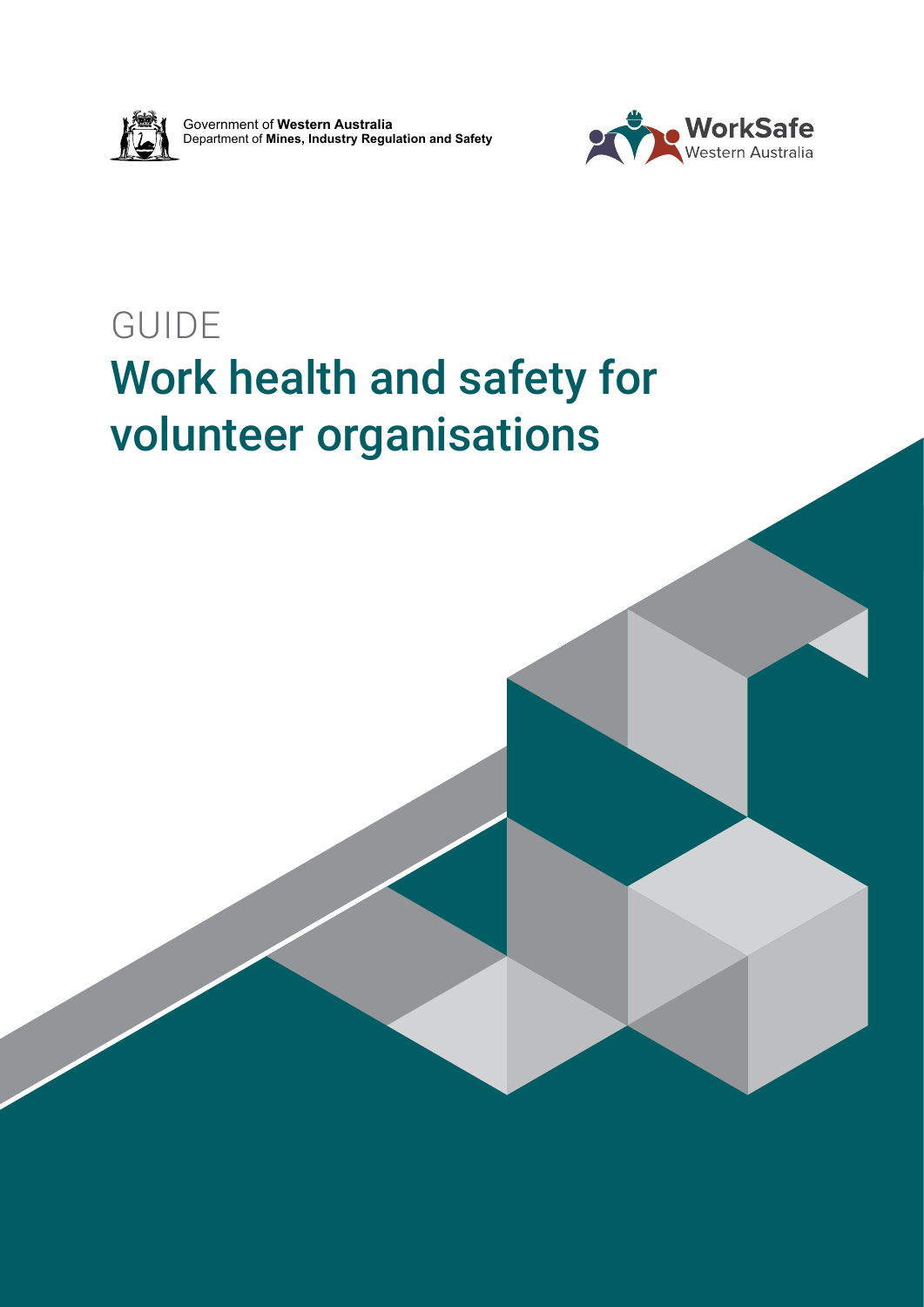Government of **Western Australia**
Department of **Mines, Industry Regulation and Safety**

**WorkSafe**
Western Australia

GUIDE

# Work health and safety for volunteer organisations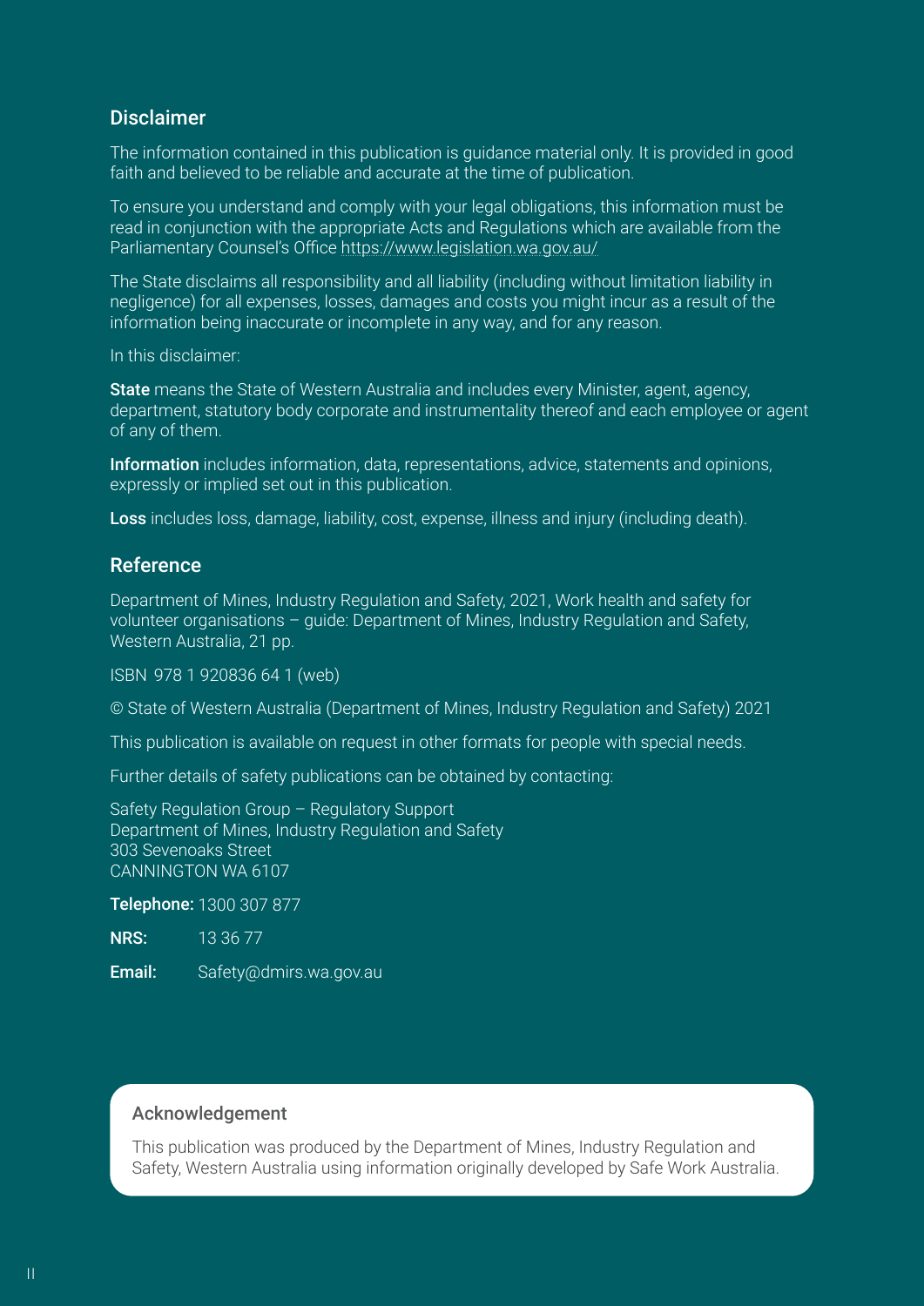## Disclaimer

The information contained in this publication is guidance material only. It is provided in good faith and believed to be reliable and accurate at the time of publication.

To ensure you understand and comply with your legal obligations, this information must be read in conjunction with the appropriate Acts and Regulations which are available from the Parliamentary Counsel's Office https://www.legislation.wa.gov.au/

The State disclaims all responsibility and all liability (including without limitation liability in negligence) for all expenses, losses, damages and costs you might incur as a result of the information being inaccurate or incomplete in any way, and for any reason.

In this disclaimer:

**State** means the State of Western Australia and includes every Minister, agent, agency, department, statutory body corporate and instrumentality thereof and each employee or agent of any of them.

**Information** includes information, data, representations, advice, statements and opinions, expressly or implied set out in this publication.

**Loss** includes loss, damage, liability, cost, expense, illness and injury (including death).

## Reference

Department of Mines, Industry Regulation and Safety, 2021, Work health and safety for volunteer organisations – guide: Department of Mines, Industry Regulation and Safety, Western Australia, 21 pp.

ISBN 978 1 920836 64 1 (web)

© State of Western Australia (Department of Mines, Industry Regulation and Safety) 2021

This publication is available on request in other formats for people with special needs.

Further details of safety publications can be obtained by contacting:

Safety Regulation Group – Regulatory Support
Department of Mines, Industry Regulation and Safety
303 Sevenoaks Street
CANNINGTON WA 6107

**Telephone:** 1300 307 877

**NRS:** 13 36 77

**Email:** Safety@dmirs.wa.gov.au

### Acknowledgement

This publication was produced by the Department of Mines, Industry Regulation and Safety, Western Australia using information originally developed by Safe Work Australia.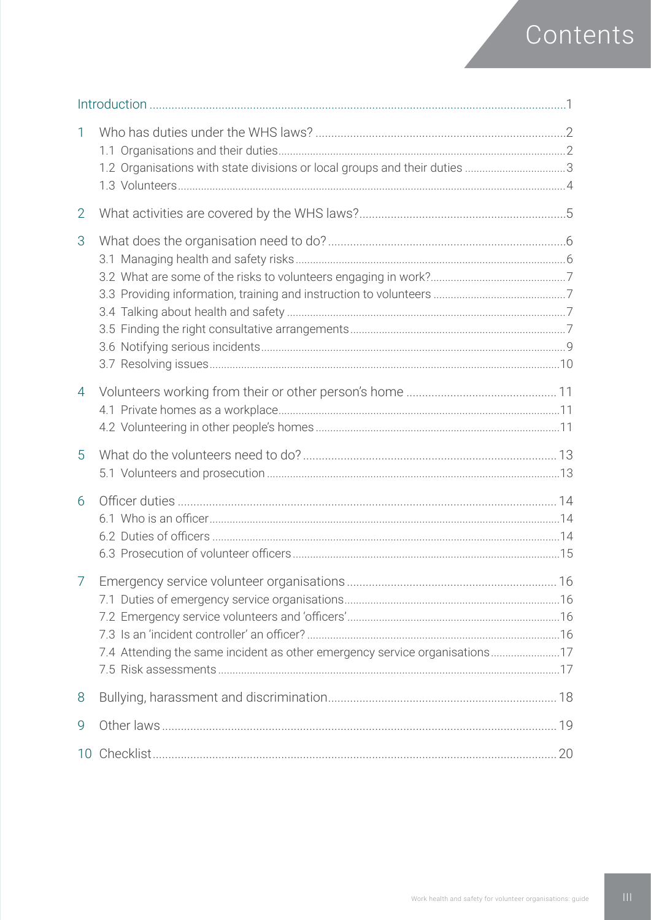# Contents

Introduction ........................................................................................................................... 1

1 Who has duties under the WHS laws? ............................................................................ 2
   1.1 Organisations and their duties ................................................................................ 2
   1.2 Organisations with state divisions or local groups and their duties ......................... 3
   1.3 Volunteers .............................................................................................................. 4

2 What activities are covered by the WHS laws? ............................................................... 5

3 What does the organisation need to do? ......................................................................... 6
   3.1 Managing health and safety risks ............................................................................ 6
   3.2 What are some of the risks to volunteers engaging in work? ................................... 7
   3.3 Providing information, training and instruction to volunteers .................................. 7
   3.4 Talking about health and safety ............................................................................... 7
   3.5 Finding the right consultative arrangements ............................................................ 7
   3.6 Notifying serious incidents ....................................................................................... 9
   3.7 Resolving issues ..................................................................................................... 10

4 Volunteers working from their or other person's home ................................................... 11
   4.1 Private homes as a workplace ................................................................................ 11
   4.2 Volunteering in other people's homes ..................................................................... 11

5 What do the volunteers need to do? ............................................................................... 13
   5.1 Volunteers and prosecution .................................................................................... 13

6 Officer duties ................................................................................................................... 14
   6.1 Who is an officer ..................................................................................................... 14
   6.2 Duties of officers ..................................................................................................... 14
   6.3 Prosecution of volunteer officers ............................................................................. 15

7 Emergency service volunteer organisations ................................................................... 16
   7.1 Duties of emergency service organisations ............................................................. 16
   7.2 Emergency service volunteers and 'officers' ........................................................... 16
   7.3 Is an 'incident controller' an officer? ....................................................................... 16
   7.4 Attending the same incident as other emergency service organisations .................. 17
   7.5 Risk assessments ................................................................................................... 17

8 Bullying, harassment and discrimination ......................................................................... 18

9 Other laws ....................................................................................................................... 19

10 Checklist ........................................................................................................................ 20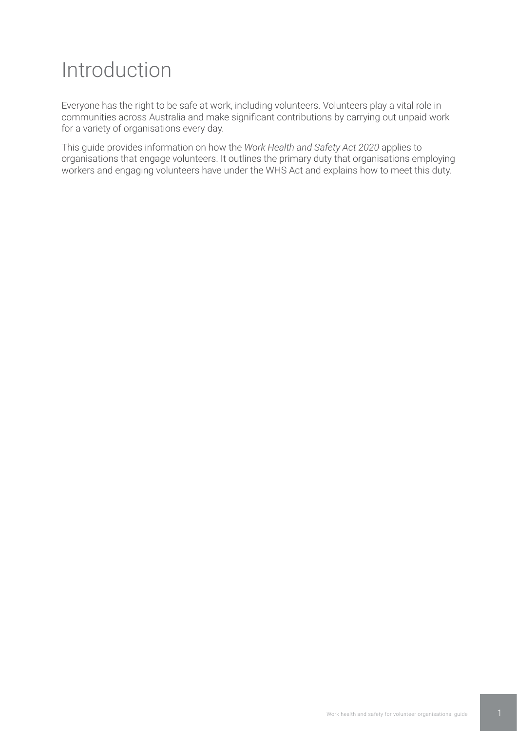# Introduction

Everyone has the right to be safe at work, including volunteers. Volunteers play a vital role in communities across Australia and make significant contributions by carrying out unpaid work for a variety of organisations every day.

This guide provides information on how the *Work Health and Safety Act 2020* applies to organisations that engage volunteers. It outlines the primary duty that organisations employing workers and engaging volunteers have under the WHS Act and explains how to meet this duty.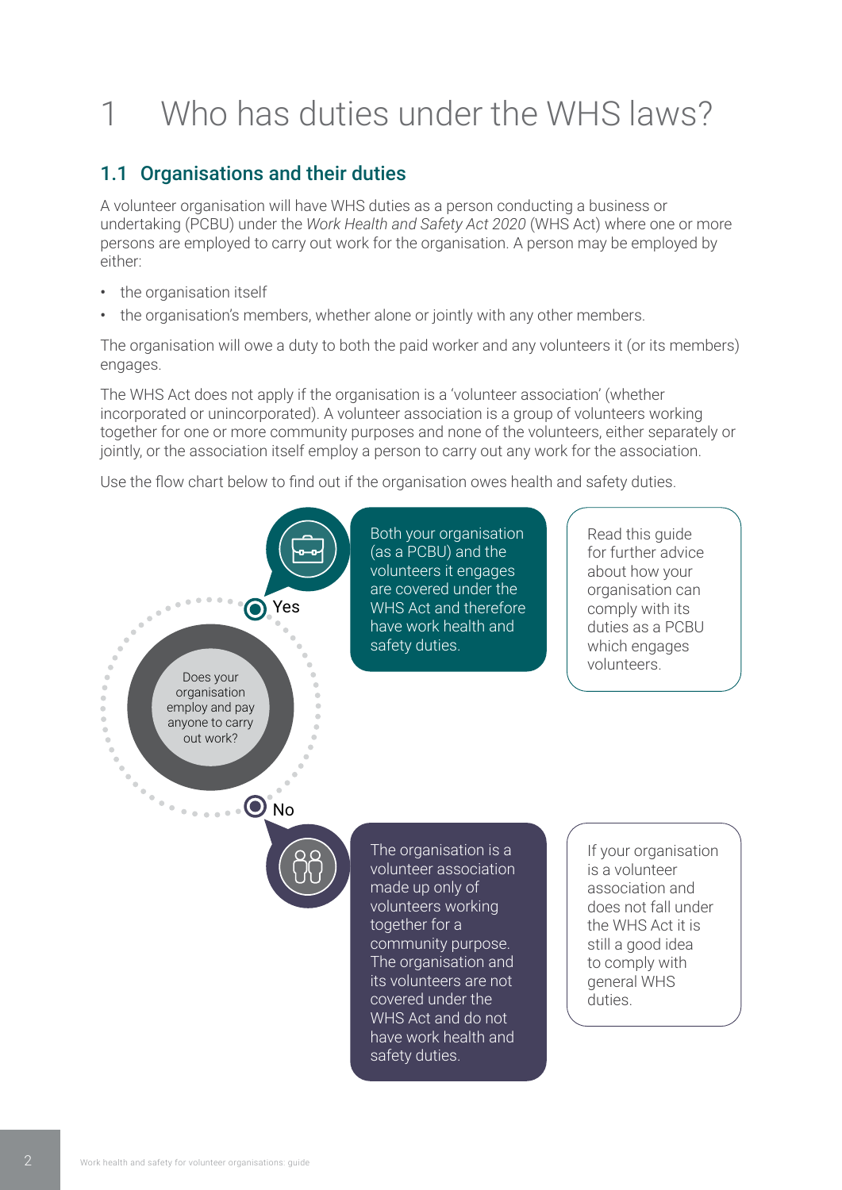# 1 Who has duties under the WHS laws?

## 1.1 Organisations and their duties

A volunteer organisation will have WHS duties as a person conducting a business or undertaking (PCBU) under the *Work Health and Safety Act 2020* (WHS Act) where one or more persons are employed to carry out work for the organisation. A person may be employed by either:

- the organisation itself
- the organisation's members, whether alone or jointly with any other members.

The organisation will owe a duty to both the paid worker and any volunteers it (or its members) engages.

The WHS Act does not apply if the organisation is a 'volunteer association' (whether incorporated or unincorporated). A volunteer association is a group of volunteers working together for one or more community purposes and none of the volunteers, either separately or jointly, or the association itself employ a person to carry out any work for the association.

Use the flow chart below to find out if the organisation owes health and safety duties.

Does your organisation employ and pay anyone to carry out work?

**Yes**

Both your organisation (as a PCBU) and the volunteers it engages are covered under the WHS Act and therefore have work health and safety duties.

Read this guide for further advice about how your organisation can comply with its duties as a PCBU which engages volunteers.

**No**

The organisation is a volunteer association made up only of volunteers working together for a community purpose. The organisation and its volunteers are not covered under the WHS Act and do not have work health and safety duties.

If your organisation is a volunteer association and does not fall under the WHS Act it is still a good idea to comply with general WHS duties.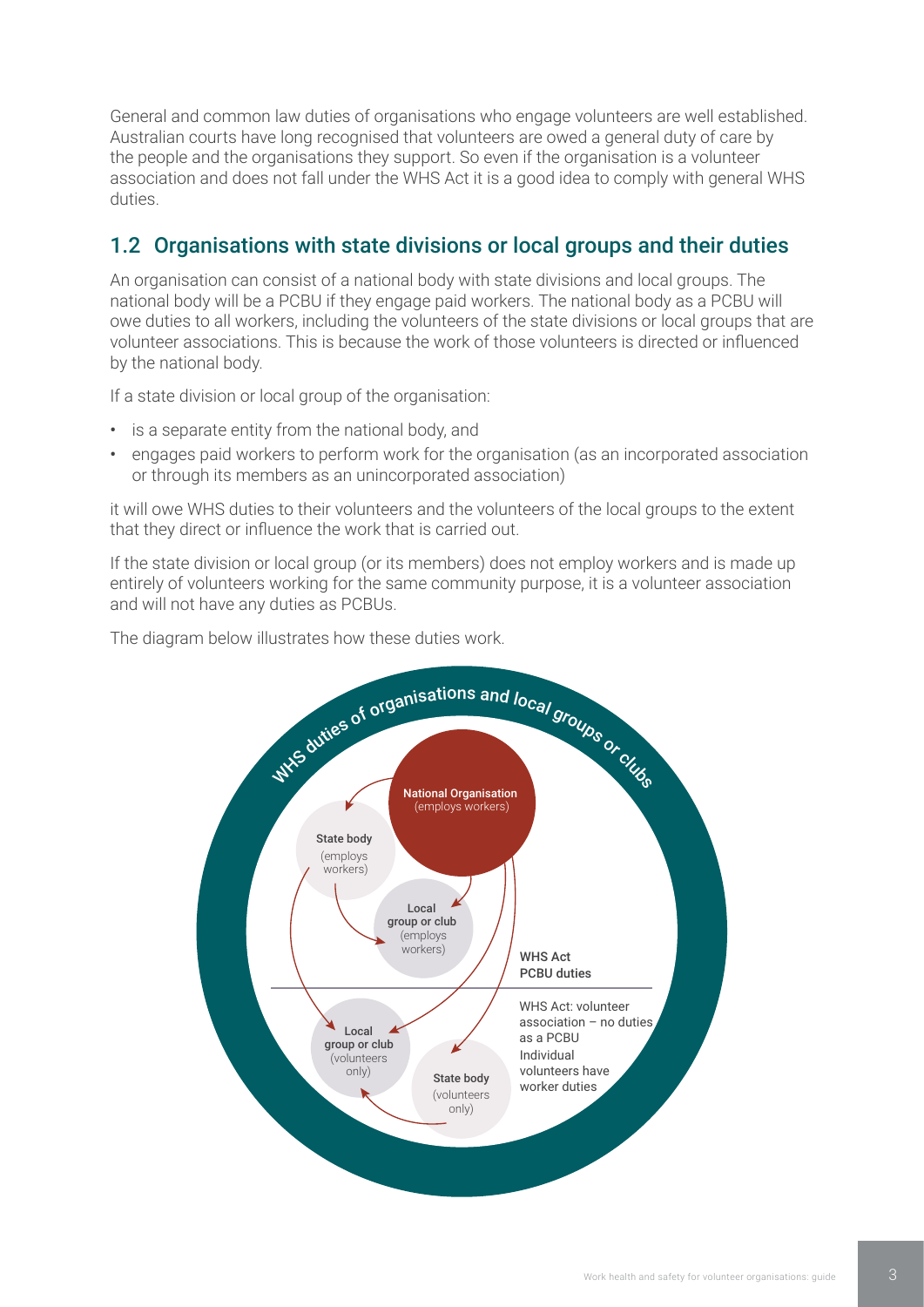General and common law duties of organisations who engage volunteers are well established. Australian courts have long recognised that volunteers are owed a general duty of care by the people and the organisations they support. So even if the organisation is a volunteer association and does not fall under the WHS Act it is a good idea to comply with general WHS duties.

## 1.2 Organisations with state divisions or local groups and their duties

An organisation can consist of a national body with state divisions and local groups. The national body will be a PCBU if they engage paid workers. The national body as a PCBU will owe duties to all workers, including the volunteers of the state divisions or local groups that are volunteer associations. This is because the work of those volunteers is directed or influenced by the national body.

If a state division or local group of the organisation:

- is a separate entity from the national body, and
- engages paid workers to perform work for the organisation (as an incorporated association or through its members as an unincorporated association)

it will owe WHS duties to their volunteers and the volunteers of the local groups to the extent that they direct or influence the work that is carried out.

If the state division or local group (or its members) does not employ workers and is made up entirely of volunteers working for the same community purpose, it is a volunteer association and will not have any duties as PCBUs.

The diagram below illustrates how these duties work.

WHS duties of organisations and local groups or clubs

**National Organisation** (employs workers)

**State body** (employs workers)

**Local group or club** (employs workers)

**WHS Act PCBU duties**

WHS Act: volunteer association – no duties as a PCBU
Individual volunteers have worker duties

**Local group or club** (volunteers only)

**State body** (volunteers only)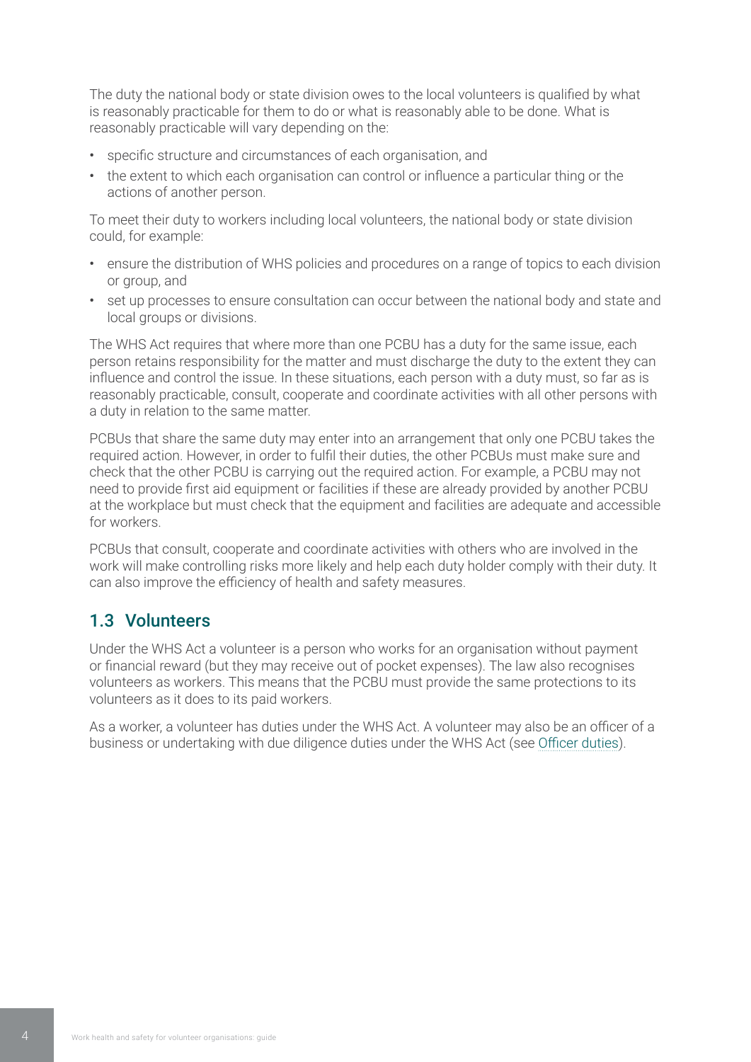The duty the national body or state division owes to the local volunteers is qualified by what is reasonably practicable for them to do or what is reasonably able to be done. What is reasonably practicable will vary depending on the:

- specific structure and circumstances of each organisation, and
- the extent to which each organisation can control or influence a particular thing or the actions of another person.

To meet their duty to workers including local volunteers, the national body or state division could, for example:

- ensure the distribution of WHS policies and procedures on a range of topics to each division or group, and
- set up processes to ensure consultation can occur between the national body and state and local groups or divisions.

The WHS Act requires that where more than one PCBU has a duty for the same issue, each person retains responsibility for the matter and must discharge the duty to the extent they can influence and control the issue. In these situations, each person with a duty must, so far as is reasonably practicable, consult, cooperate and coordinate activities with all other persons with a duty in relation to the same matter.

PCBUs that share the same duty may enter into an arrangement that only one PCBU takes the required action. However, in order to fulfil their duties, the other PCBUs must make sure and check that the other PCBU is carrying out the required action. For example, a PCBU may not need to provide first aid equipment or facilities if these are already provided by another PCBU at the workplace but must check that the equipment and facilities are adequate and accessible for workers.

PCBUs that consult, cooperate and coordinate activities with others who are involved in the work will make controlling risks more likely and help each duty holder comply with their duty. It can also improve the efficiency of health and safety measures.

## 1.3 Volunteers

Under the WHS Act a volunteer is a person who works for an organisation without payment or financial reward (but they may receive out of pocket expenses). The law also recognises volunteers as workers. This means that the PCBU must provide the same protections to its volunteers as it does to its paid workers.

As a worker, a volunteer has duties under the WHS Act. A volunteer may also be an officer of a business or undertaking with due diligence duties under the WHS Act (see Officer duties).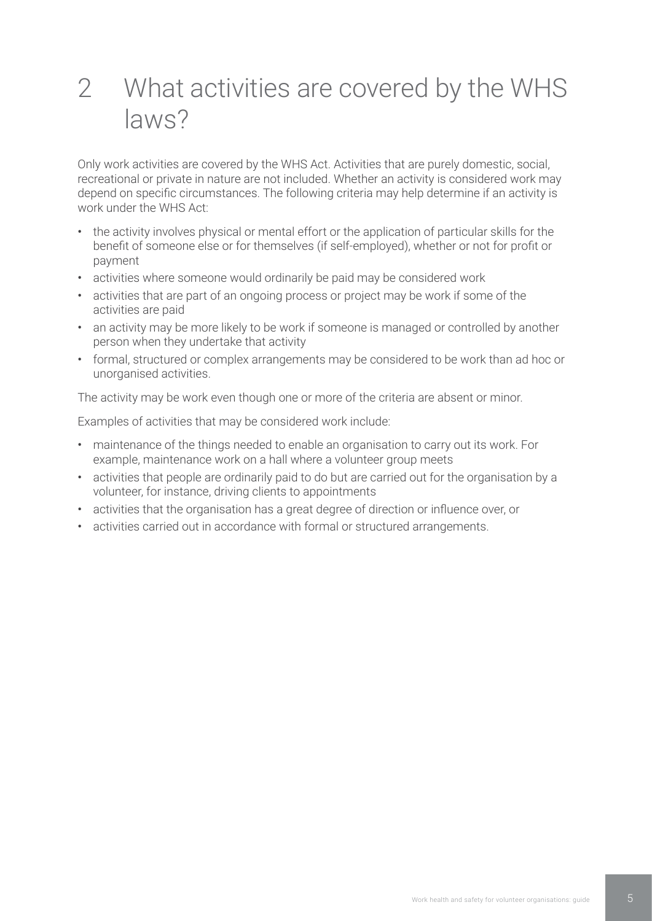# 2 What activities are covered by the WHS laws?

Only work activities are covered by the WHS Act. Activities that are purely domestic, social, recreational or private in nature are not included. Whether an activity is considered work may depend on specific circumstances. The following criteria may help determine if an activity is work under the WHS Act:

- the activity involves physical or mental effort or the application of particular skills for the benefit of someone else or for themselves (if self-employed), whether or not for profit or payment
- activities where someone would ordinarily be paid may be considered work
- activities that are part of an ongoing process or project may be work if some of the activities are paid
- an activity may be more likely to be work if someone is managed or controlled by another person when they undertake that activity
- formal, structured or complex arrangements may be considered to be work than ad hoc or unorganised activities.

The activity may be work even though one or more of the criteria are absent or minor.

Examples of activities that may be considered work include:

- maintenance of the things needed to enable an organisation to carry out its work. For example, maintenance work on a hall where a volunteer group meets
- activities that people are ordinarily paid to do but are carried out for the organisation by a volunteer, for instance, driving clients to appointments
- activities that the organisation has a great degree of direction or influence over, or
- activities carried out in accordance with formal or structured arrangements.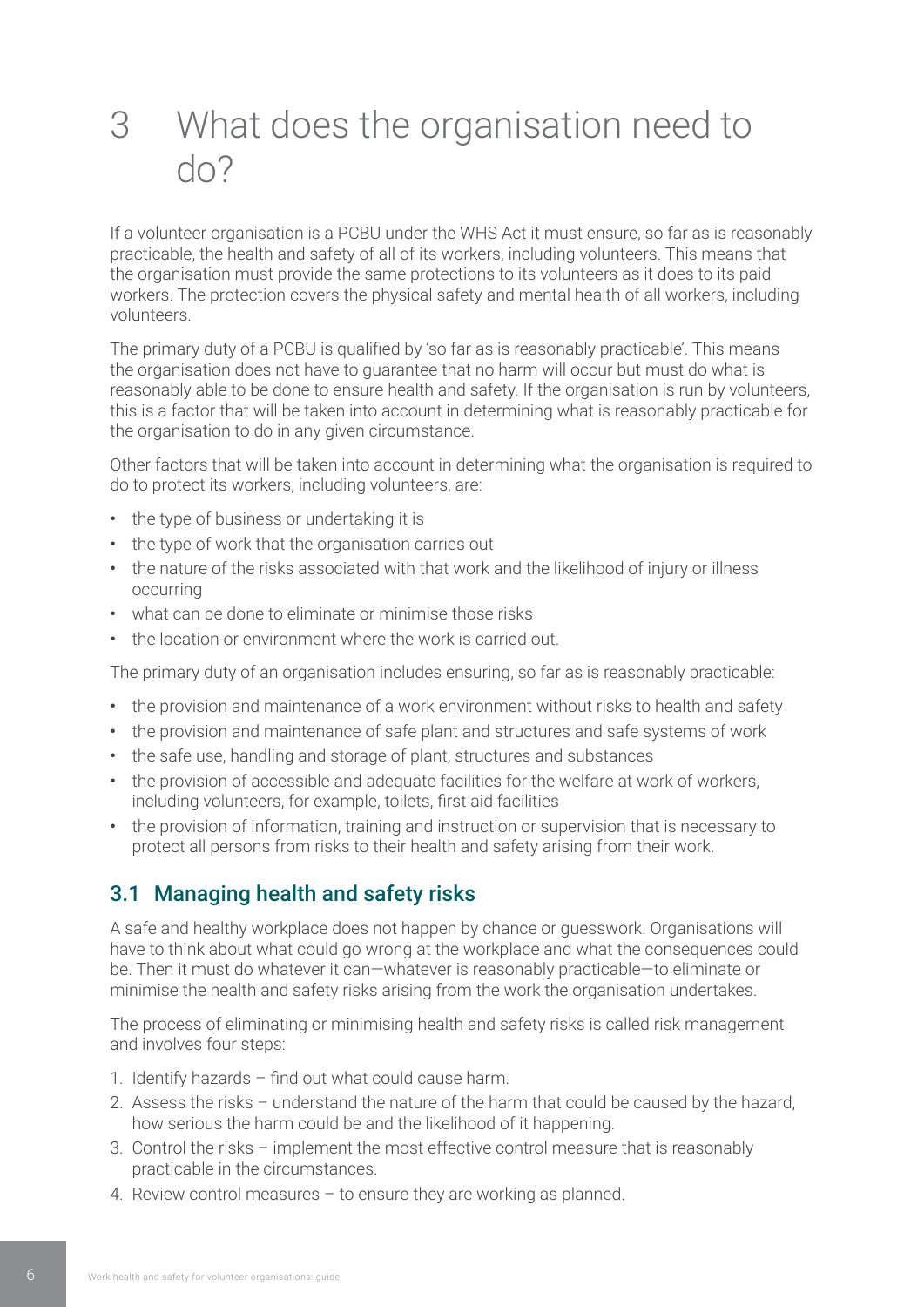# 3 What does the organisation need to do?

If a volunteer organisation is a PCBU under the WHS Act it must ensure, so far as is reasonably practicable, the health and safety of all of its workers, including volunteers. This means that the organisation must provide the same protections to its volunteers as it does to its paid workers. The protection covers the physical safety and mental health of all workers, including volunteers.

The primary duty of a PCBU is qualified by 'so far as is reasonably practicable'. This means the organisation does not have to guarantee that no harm will occur but must do what is reasonably able to be done to ensure health and safety. If the organisation is run by volunteers, this is a factor that will be taken into account in determining what is reasonably practicable for the organisation to do in any given circumstance.

Other factors that will be taken into account in determining what the organisation is required to do to protect its workers, including volunteers, are:

- the type of business or undertaking it is
- the type of work that the organisation carries out
- the nature of the risks associated with that work and the likelihood of injury or illness occurring
- what can be done to eliminate or minimise those risks
- the location or environment where the work is carried out.

The primary duty of an organisation includes ensuring, so far as is reasonably practicable:

- the provision and maintenance of a work environment without risks to health and safety
- the provision and maintenance of safe plant and structures and safe systems of work
- the safe use, handling and storage of plant, structures and substances
- the provision of accessible and adequate facilities for the welfare at work of workers, including volunteers, for example, toilets, first aid facilities
- the provision of information, training and instruction or supervision that is necessary to protect all persons from risks to their health and safety arising from their work.

## 3.1 Managing health and safety risks

A safe and healthy workplace does not happen by chance or guesswork. Organisations will have to think about what could go wrong at the workplace and what the consequences could be. Then it must do whatever it can—whatever is reasonably practicable—to eliminate or minimise the health and safety risks arising from the work the organisation undertakes.

The process of eliminating or minimising health and safety risks is called risk management and involves four steps:

1. Identify hazards – find out what could cause harm.
2. Assess the risks – understand the nature of the harm that could be caused by the hazard, how serious the harm could be and the likelihood of it happening.
3. Control the risks – implement the most effective control measure that is reasonably practicable in the circumstances.
4. Review control measures – to ensure they are working as planned.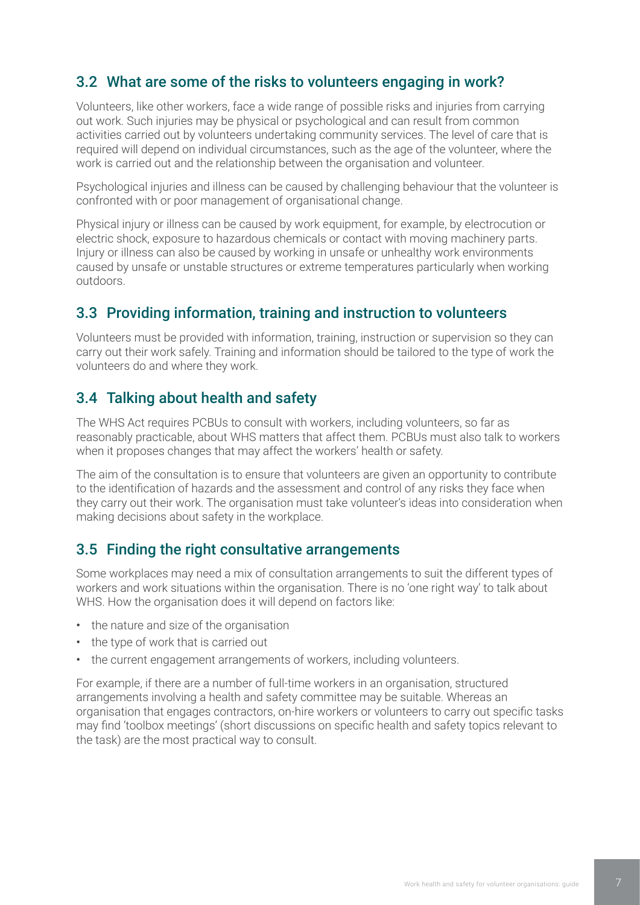## 3.2 What are some of the risks to volunteers engaging in work?

Volunteers, like other workers, face a wide range of possible risks and injuries from carrying out work. Such injuries may be physical or psychological and can result from common activities carried out by volunteers undertaking community services. The level of care that is required will depend on individual circumstances, such as the age of the volunteer, where the work is carried out and the relationship between the organisation and volunteer.

Psychological injuries and illness can be caused by challenging behaviour that the volunteer is confronted with or poor management of organisational change.

Physical injury or illness can be caused by work equipment, for example, by electrocution or electric shock, exposure to hazardous chemicals or contact with moving machinery parts. Injury or illness can also be caused by working in unsafe or unhealthy work environments caused by unsafe or unstable structures or extreme temperatures particularly when working outdoors.

## 3.3 Providing information, training and instruction to volunteers

Volunteers must be provided with information, training, instruction or supervision so they can carry out their work safely. Training and information should be tailored to the type of work the volunteers do and where they work.

## 3.4 Talking about health and safety

The WHS Act requires PCBUs to consult with workers, including volunteers, so far as reasonably practicable, about WHS matters that affect them. PCBUs must also talk to workers when it proposes changes that may affect the workers' health or safety.

The aim of the consultation is to ensure that volunteers are given an opportunity to contribute to the identification of hazards and the assessment and control of any risks they face when they carry out their work. The organisation must take volunteer's ideas into consideration when making decisions about safety in the workplace.

## 3.5 Finding the right consultative arrangements

Some workplaces may need a mix of consultation arrangements to suit the different types of workers and work situations within the organisation. There is no 'one right way' to talk about WHS. How the organisation does it will depend on factors like:

- the nature and size of the organisation
- the type of work that is carried out
- the current engagement arrangements of workers, including volunteers.

For example, if there are a number of full-time workers in an organisation, structured arrangements involving a health and safety committee may be suitable. Whereas an organisation that engages contractors, on-hire workers or volunteers to carry out specific tasks may find 'toolbox meetings' (short discussions on specific health and safety topics relevant to the task) are the most practical way to consult.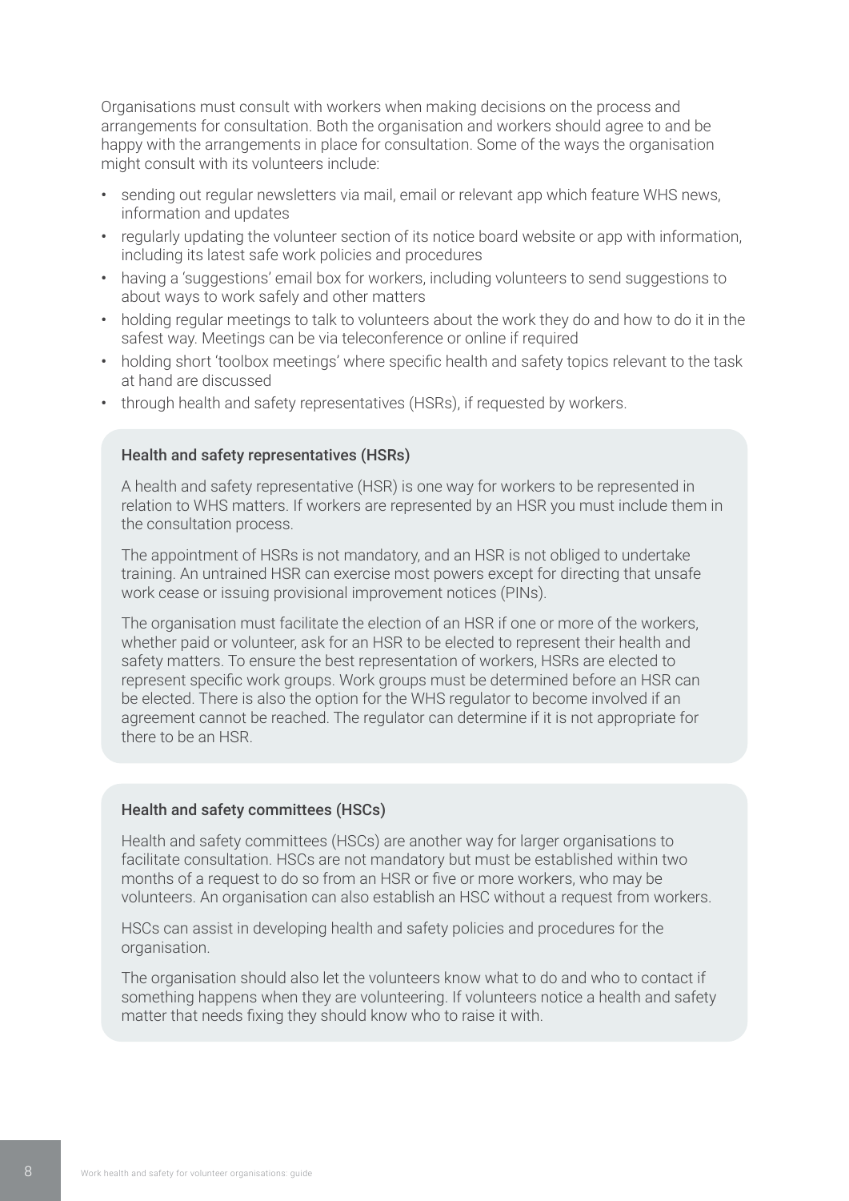Organisations must consult with workers when making decisions on the process and arrangements for consultation. Both the organisation and workers should agree to and be happy with the arrangements in place for consultation. Some of the ways the organisation might consult with its volunteers include:

- sending out regular newsletters via mail, email or relevant app which feature WHS news, information and updates
- regularly updating the volunteer section of its notice board website or app with information, including its latest safe work policies and procedures
- having a 'suggestions' email box for workers, including volunteers to send suggestions to about ways to work safely and other matters
- holding regular meetings to talk to volunteers about the work they do and how to do it in the safest way. Meetings can be via teleconference or online if required
- holding short 'toolbox meetings' where specific health and safety topics relevant to the task at hand are discussed
- through health and safety representatives (HSRs), if requested by workers.

### Health and safety representatives (HSRs)

A health and safety representative (HSR) is one way for workers to be represented in relation to WHS matters. If workers are represented by an HSR you must include them in the consultation process.

The appointment of HSRs is not mandatory, and an HSR is not obliged to undertake training. An untrained HSR can exercise most powers except for directing that unsafe work cease or issuing provisional improvement notices (PINs).

The organisation must facilitate the election of an HSR if one or more of the workers, whether paid or volunteer, ask for an HSR to be elected to represent their health and safety matters. To ensure the best representation of workers, HSRs are elected to represent specific work groups. Work groups must be determined before an HSR can be elected. There is also the option for the WHS regulator to become involved if an agreement cannot be reached. The regulator can determine if it is not appropriate for there to be an HSR.

### Health and safety committees (HSCs)

Health and safety committees (HSCs) are another way for larger organisations to facilitate consultation. HSCs are not mandatory but must be established within two months of a request to do so from an HSR or five or more workers, who may be volunteers. An organisation can also establish an HSC without a request from workers.

HSCs can assist in developing health and safety policies and procedures for the organisation.

The organisation should also let the volunteers know what to do and who to contact if something happens when they are volunteering. If volunteers notice a health and safety matter that needs fixing they should know who to raise it with.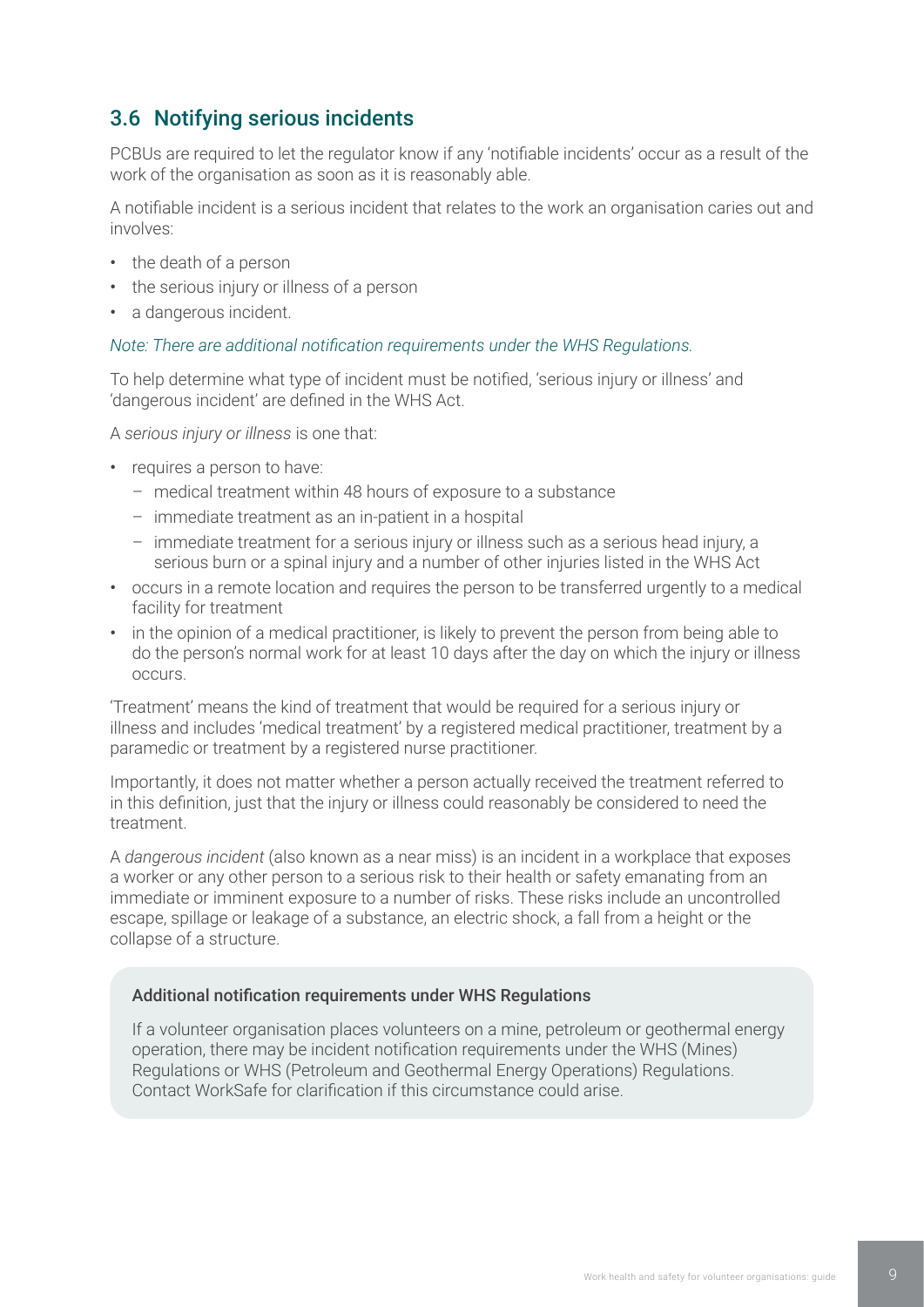## 3.6 Notifying serious incidents

PCBUs are required to let the regulator know if any 'notifiable incidents' occur as a result of the work of the organisation as soon as it is reasonably able.

A notifiable incident is a serious incident that relates to the work an organisation caries out and involves:

- the death of a person
- the serious injury or illness of a person
- a dangerous incident.

*Note: There are additional notification requirements under the WHS Regulations.*

To help determine what type of incident must be notified, 'serious injury or illness' and 'dangerous incident' are defined in the WHS Act.

A *serious injury or illness* is one that:

- requires a person to have:
  - medical treatment within 48 hours of exposure to a substance
  - immediate treatment as an in-patient in a hospital
  - immediate treatment for a serious injury or illness such as a serious head injury, a serious burn or a spinal injury and a number of other injuries listed in the WHS Act
- occurs in a remote location and requires the person to be transferred urgently to a medical facility for treatment
- in the opinion of a medical practitioner, is likely to prevent the person from being able to do the person's normal work for at least 10 days after the day on which the injury or illness occurs.

'Treatment' means the kind of treatment that would be required for a serious injury or illness and includes 'medical treatment' by a registered medical practitioner, treatment by a paramedic or treatment by a registered nurse practitioner.

Importantly, it does not matter whether a person actually received the treatment referred to in this definition, just that the injury or illness could reasonably be considered to need the treatment.

A *dangerous incident* (also known as a near miss) is an incident in a workplace that exposes a worker or any other person to a serious risk to their health or safety emanating from an immediate or imminent exposure to a number of risks. These risks include an uncontrolled escape, spillage or leakage of a substance, an electric shock, a fall from a height or the collapse of a structure.

**Additional notification requirements under WHS Regulations**

If a volunteer organisation places volunteers on a mine, petroleum or geothermal energy operation, there may be incident notification requirements under the WHS (Mines) Regulations or WHS (Petroleum and Geothermal Energy Operations) Regulations. Contact WorkSafe for clarification if this circumstance could arise.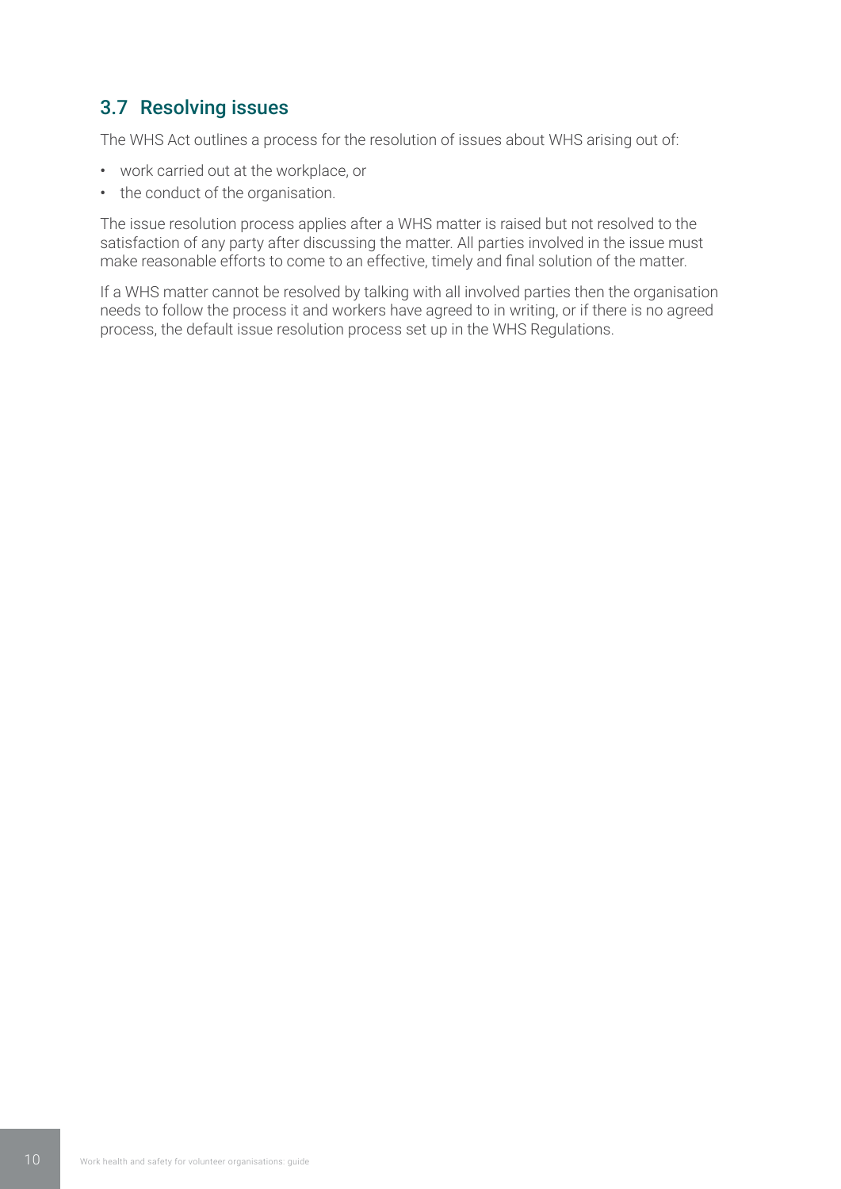## 3.7 Resolving issues

The WHS Act outlines a process for the resolution of issues about WHS arising out of:

- work carried out at the workplace, or
- the conduct of the organisation.

The issue resolution process applies after a WHS matter is raised but not resolved to the satisfaction of any party after discussing the matter. All parties involved in the issue must make reasonable efforts to come to an effective, timely and final solution of the matter.

If a WHS matter cannot be resolved by talking with all involved parties then the organisation needs to follow the process it and workers have agreed to in writing, or if there is no agreed process, the default issue resolution process set up in the WHS Regulations.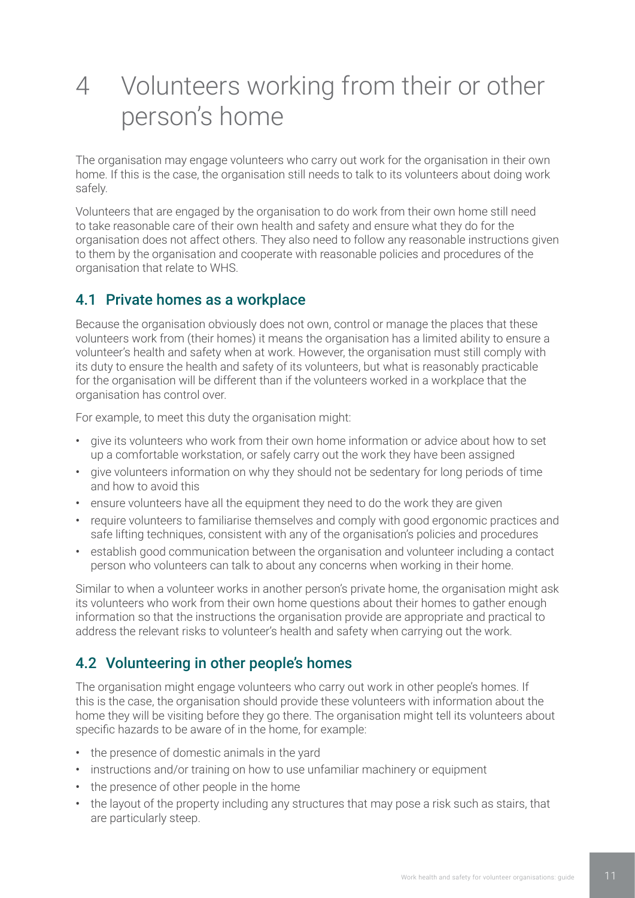# 4 Volunteers working from their or other person's home

The organisation may engage volunteers who carry out work for the organisation in their own home. If this is the case, the organisation still needs to talk to its volunteers about doing work safely.

Volunteers that are engaged by the organisation to do work from their own home still need to take reasonable care of their own health and safety and ensure what they do for the organisation does not affect others. They also need to follow any reasonable instructions given to them by the organisation and cooperate with reasonable policies and procedures of the organisation that relate to WHS.

## 4.1 Private homes as a workplace

Because the organisation obviously does not own, control or manage the places that these volunteers work from (their homes) it means the organisation has a limited ability to ensure a volunteer's health and safety when at work. However, the organisation must still comply with its duty to ensure the health and safety of its volunteers, but what is reasonably practicable for the organisation will be different than if the volunteers worked in a workplace that the organisation has control over.

For example, to meet this duty the organisation might:

- give its volunteers who work from their own home information or advice about how to set up a comfortable workstation, or safely carry out the work they have been assigned
- give volunteers information on why they should not be sedentary for long periods of time and how to avoid this
- ensure volunteers have all the equipment they need to do the work they are given
- require volunteers to familiarise themselves and comply with good ergonomic practices and safe lifting techniques, consistent with any of the organisation's policies and procedures
- establish good communication between the organisation and volunteer including a contact person who volunteers can talk to about any concerns when working in their home.

Similar to when a volunteer works in another person's private home, the organisation might ask its volunteers who work from their own home questions about their homes to gather enough information so that the instructions the organisation provide are appropriate and practical to address the relevant risks to volunteer's health and safety when carrying out the work.

## 4.2 Volunteering in other people's homes

The organisation might engage volunteers who carry out work in other people's homes. If this is the case, the organisation should provide these volunteers with information about the home they will be visiting before they go there. The organisation might tell its volunteers about specific hazards to be aware of in the home, for example:

- the presence of domestic animals in the yard
- instructions and/or training on how to use unfamiliar machinery or equipment
- the presence of other people in the home
- the layout of the property including any structures that may pose a risk such as stairs, that are particularly steep.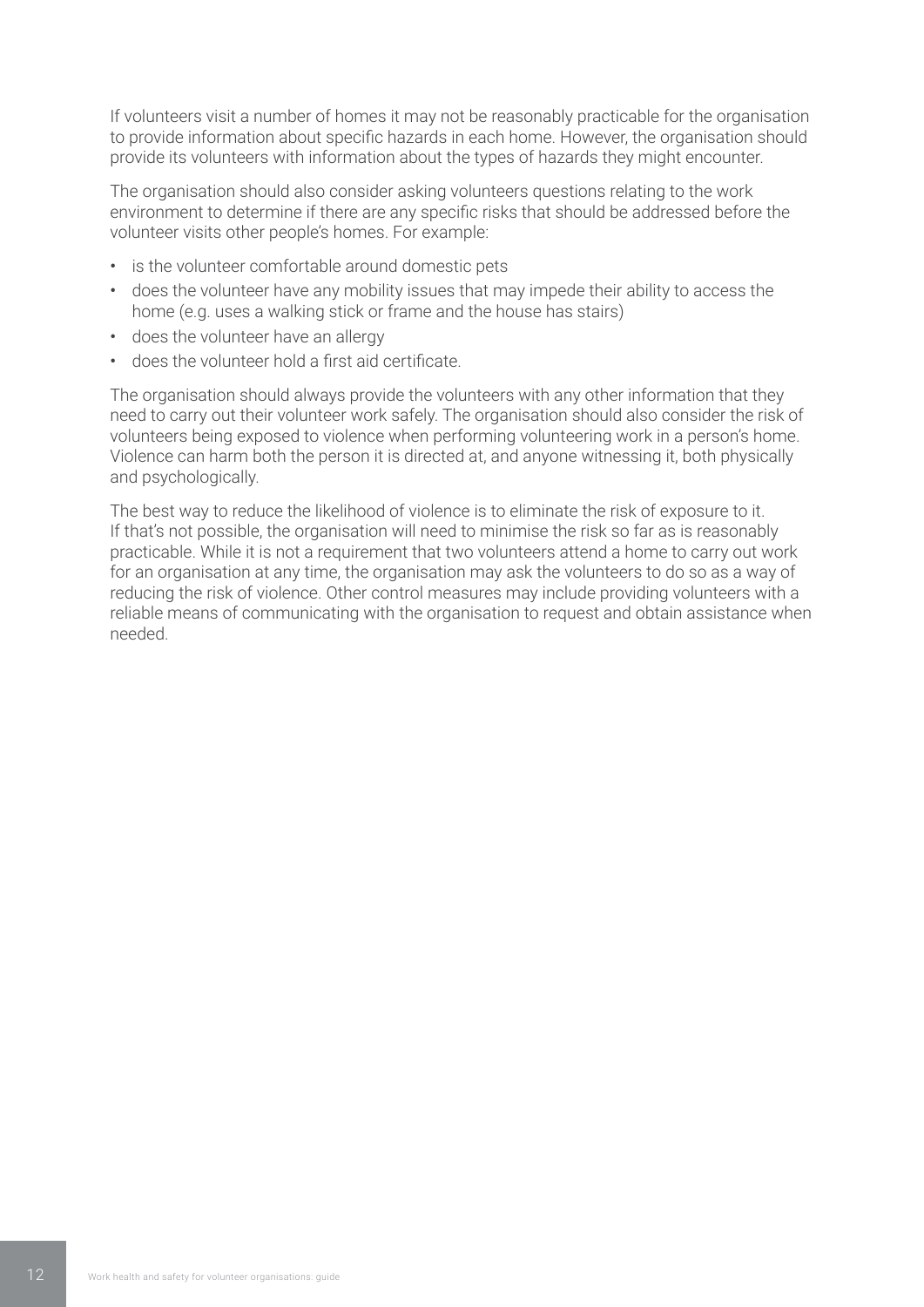If volunteers visit a number of homes it may not be reasonably practicable for the organisation to provide information about specific hazards in each home. However, the organisation should provide its volunteers with information about the types of hazards they might encounter.

The organisation should also consider asking volunteers questions relating to the work environment to determine if there are any specific risks that should be addressed before the volunteer visits other people's homes. For example:

- is the volunteer comfortable around domestic pets
- does the volunteer have any mobility issues that may impede their ability to access the home (e.g. uses a walking stick or frame and the house has stairs)
- does the volunteer have an allergy
- does the volunteer hold a first aid certificate.

The organisation should always provide the volunteers with any other information that they need to carry out their volunteer work safely. The organisation should also consider the risk of volunteers being exposed to violence when performing volunteering work in a person's home. Violence can harm both the person it is directed at, and anyone witnessing it, both physically and psychologically.

The best way to reduce the likelihood of violence is to eliminate the risk of exposure to it. If that's not possible, the organisation will need to minimise the risk so far as is reasonably practicable. While it is not a requirement that two volunteers attend a home to carry out work for an organisation at any time, the organisation may ask the volunteers to do so as a way of reducing the risk of violence. Other control measures may include providing volunteers with a reliable means of communicating with the organisation to request and obtain assistance when needed.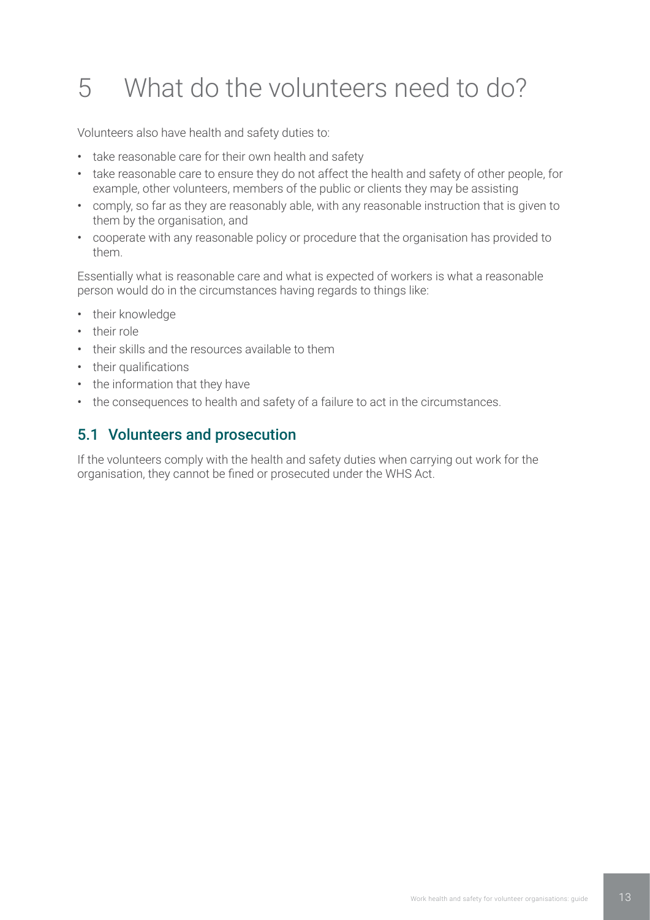# 5 What do the volunteers need to do?

Volunteers also have health and safety duties to:

- take reasonable care for their own health and safety
- take reasonable care to ensure they do not affect the health and safety of other people, for example, other volunteers, members of the public or clients they may be assisting
- comply, so far as they are reasonably able, with any reasonable instruction that is given to them by the organisation, and
- cooperate with any reasonable policy or procedure that the organisation has provided to them.

Essentially what is reasonable care and what is expected of workers is what a reasonable person would do in the circumstances having regards to things like:

- their knowledge
- their role
- their skills and the resources available to them
- their qualifications
- the information that they have
- the consequences to health and safety of a failure to act in the circumstances.

## 5.1 Volunteers and prosecution

If the volunteers comply with the health and safety duties when carrying out work for the organisation, they cannot be fined or prosecuted under the WHS Act.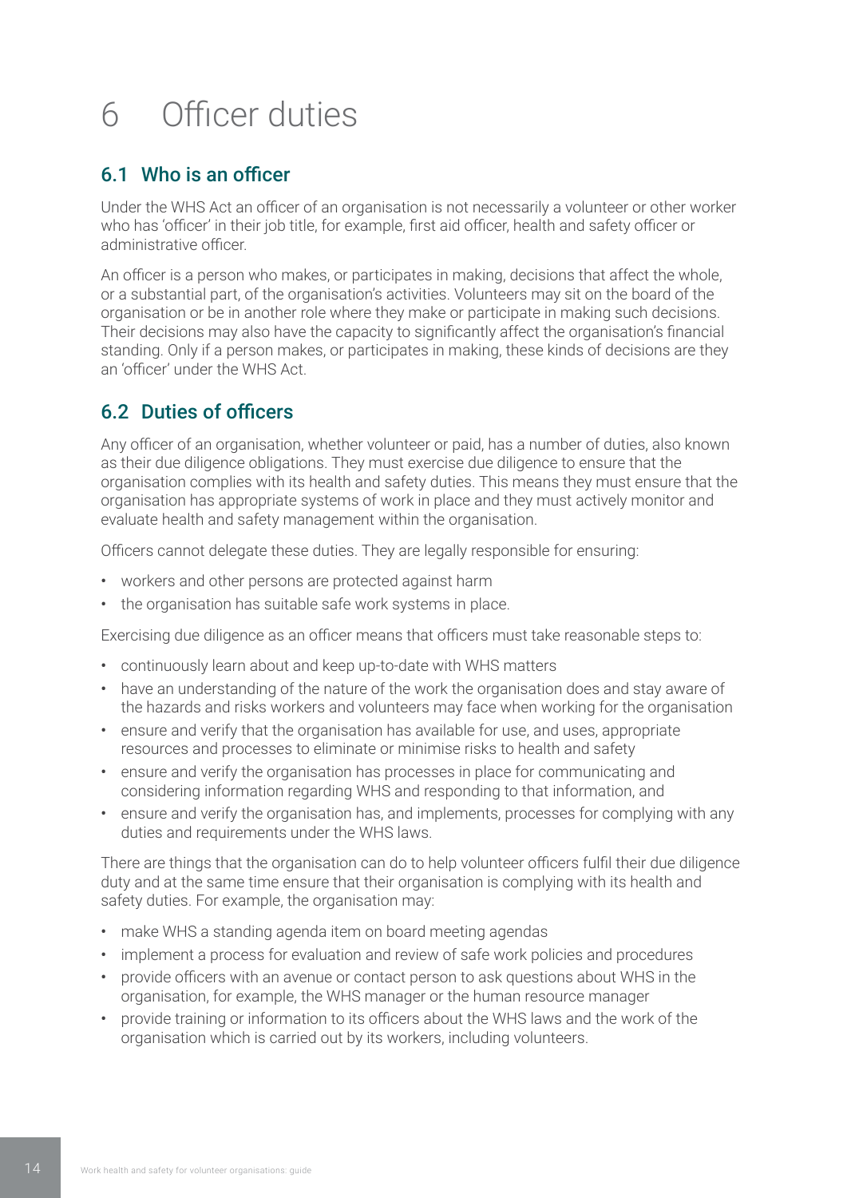# 6 Officer duties

## 6.1 Who is an officer

Under the WHS Act an officer of an organisation is not necessarily a volunteer or other worker who has 'officer' in their job title, for example, first aid officer, health and safety officer or administrative officer.

An officer is a person who makes, or participates in making, decisions that affect the whole, or a substantial part, of the organisation's activities. Volunteers may sit on the board of the organisation or be in another role where they make or participate in making such decisions. Their decisions may also have the capacity to significantly affect the organisation's financial standing. Only if a person makes, or participates in making, these kinds of decisions are they an 'officer' under the WHS Act.

## 6.2 Duties of officers

Any officer of an organisation, whether volunteer or paid, has a number of duties, also known as their due diligence obligations. They must exercise due diligence to ensure that the organisation complies with its health and safety duties. This means they must ensure that the organisation has appropriate systems of work in place and they must actively monitor and evaluate health and safety management within the organisation.

Officers cannot delegate these duties. They are legally responsible for ensuring:

- workers and other persons are protected against harm
- the organisation has suitable safe work systems in place.

Exercising due diligence as an officer means that officers must take reasonable steps to:

- continuously learn about and keep up-to-date with WHS matters
- have an understanding of the nature of the work the organisation does and stay aware of the hazards and risks workers and volunteers may face when working for the organisation
- ensure and verify that the organisation has available for use, and uses, appropriate resources and processes to eliminate or minimise risks to health and safety
- ensure and verify the organisation has processes in place for communicating and considering information regarding WHS and responding to that information, and
- ensure and verify the organisation has, and implements, processes for complying with any duties and requirements under the WHS laws.

There are things that the organisation can do to help volunteer officers fulfil their due diligence duty and at the same time ensure that their organisation is complying with its health and safety duties. For example, the organisation may:

- make WHS a standing agenda item on board meeting agendas
- implement a process for evaluation and review of safe work policies and procedures
- provide officers with an avenue or contact person to ask questions about WHS in the organisation, for example, the WHS manager or the human resource manager
- provide training or information to its officers about the WHS laws and the work of the organisation which is carried out by its workers, including volunteers.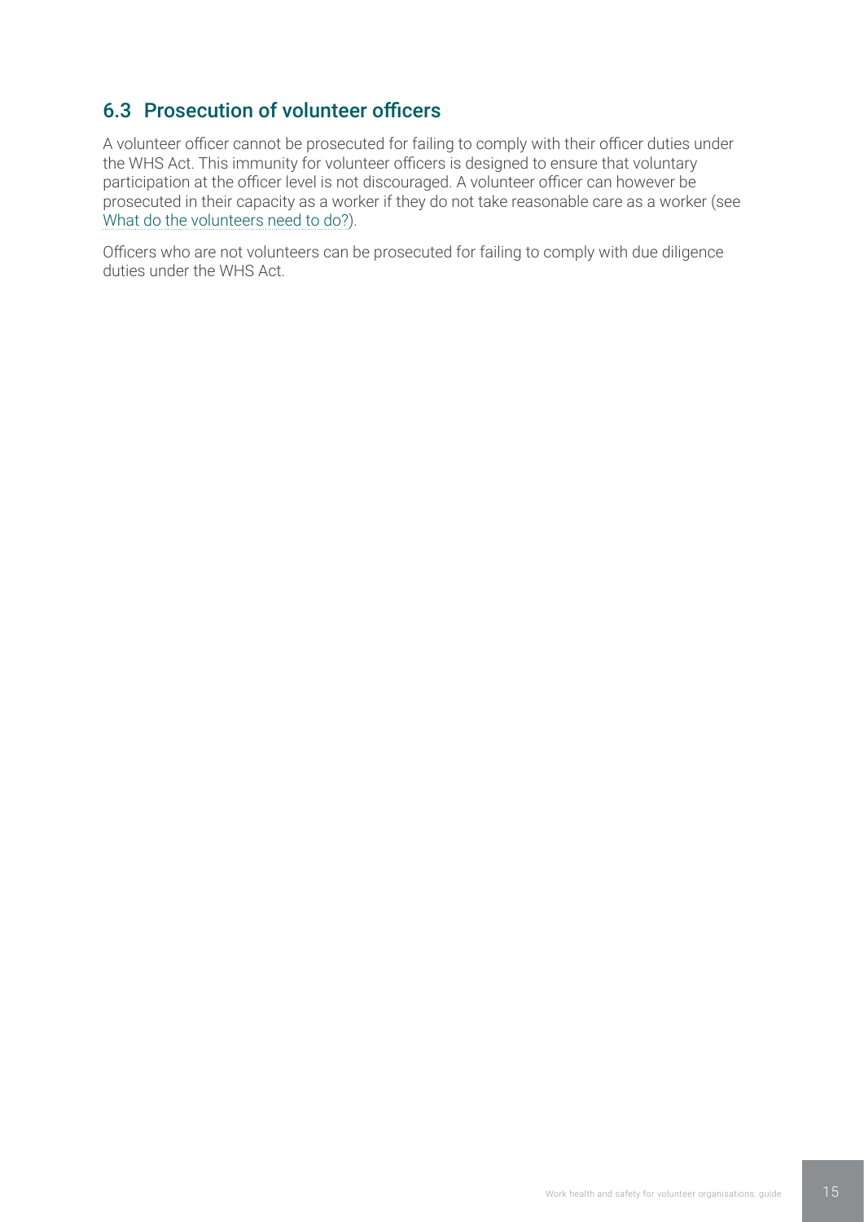## 6.3 Prosecution of volunteer officers

A volunteer officer cannot be prosecuted for failing to comply with their officer duties under the WHS Act. This immunity for volunteer officers is designed to ensure that voluntary participation at the officer level is not discouraged. A volunteer officer can however be prosecuted in their capacity as a worker if they do not take reasonable care as a worker (see What do the volunteers need to do?).

Officers who are not volunteers can be prosecuted for failing to comply with due diligence duties under the WHS Act.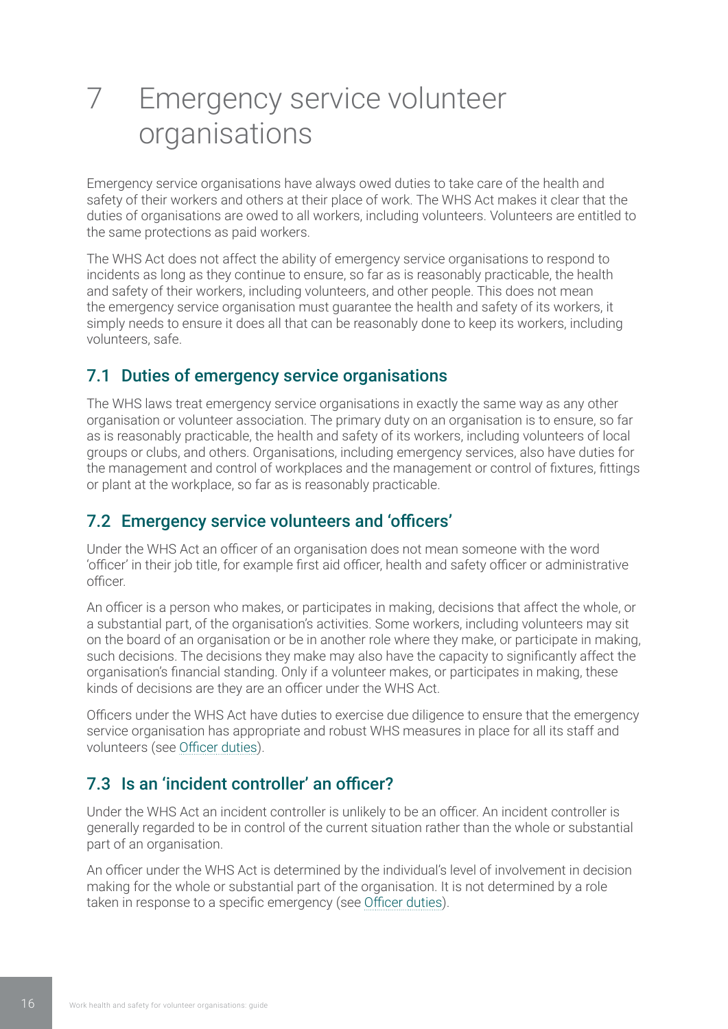# 7 Emergency service volunteer organisations

Emergency service organisations have always owed duties to take care of the health and safety of their workers and others at their place of work. The WHS Act makes it clear that the duties of organisations are owed to all workers, including volunteers. Volunteers are entitled to the same protections as paid workers.

The WHS Act does not affect the ability of emergency service organisations to respond to incidents as long as they continue to ensure, so far as is reasonably practicable, the health and safety of their workers, including volunteers, and other people. This does not mean the emergency service organisation must guarantee the health and safety of its workers, it simply needs to ensure it does all that can be reasonably done to keep its workers, including volunteers, safe.

## 7.1 Duties of emergency service organisations

The WHS laws treat emergency service organisations in exactly the same way as any other organisation or volunteer association. The primary duty on an organisation is to ensure, so far as is reasonably practicable, the health and safety of its workers, including volunteers of local groups or clubs, and others. Organisations, including emergency services, also have duties for the management and control of workplaces and the management or control of fixtures, fittings or plant at the workplace, so far as is reasonably practicable.

## 7.2 Emergency service volunteers and 'officers'

Under the WHS Act an officer of an organisation does not mean someone with the word 'officer' in their job title, for example first aid officer, health and safety officer or administrative officer.

An officer is a person who makes, or participates in making, decisions that affect the whole, or a substantial part, of the organisation's activities. Some workers, including volunteers may sit on the board of an organisation or be in another role where they make, or participate in making, such decisions. The decisions they make may also have the capacity to significantly affect the organisation's financial standing. Only if a volunteer makes, or participates in making, these kinds of decisions are they are an officer under the WHS Act.

Officers under the WHS Act have duties to exercise due diligence to ensure that the emergency service organisation has appropriate and robust WHS measures in place for all its staff and volunteers (see Officer duties).

## 7.3 Is an 'incident controller' an officer?

Under the WHS Act an incident controller is unlikely to be an officer. An incident controller is generally regarded to be in control of the current situation rather than the whole or substantial part of an organisation.

An officer under the WHS Act is determined by the individual's level of involvement in decision making for the whole or substantial part of the organisation. It is not determined by a role taken in response to a specific emergency (see Officer duties).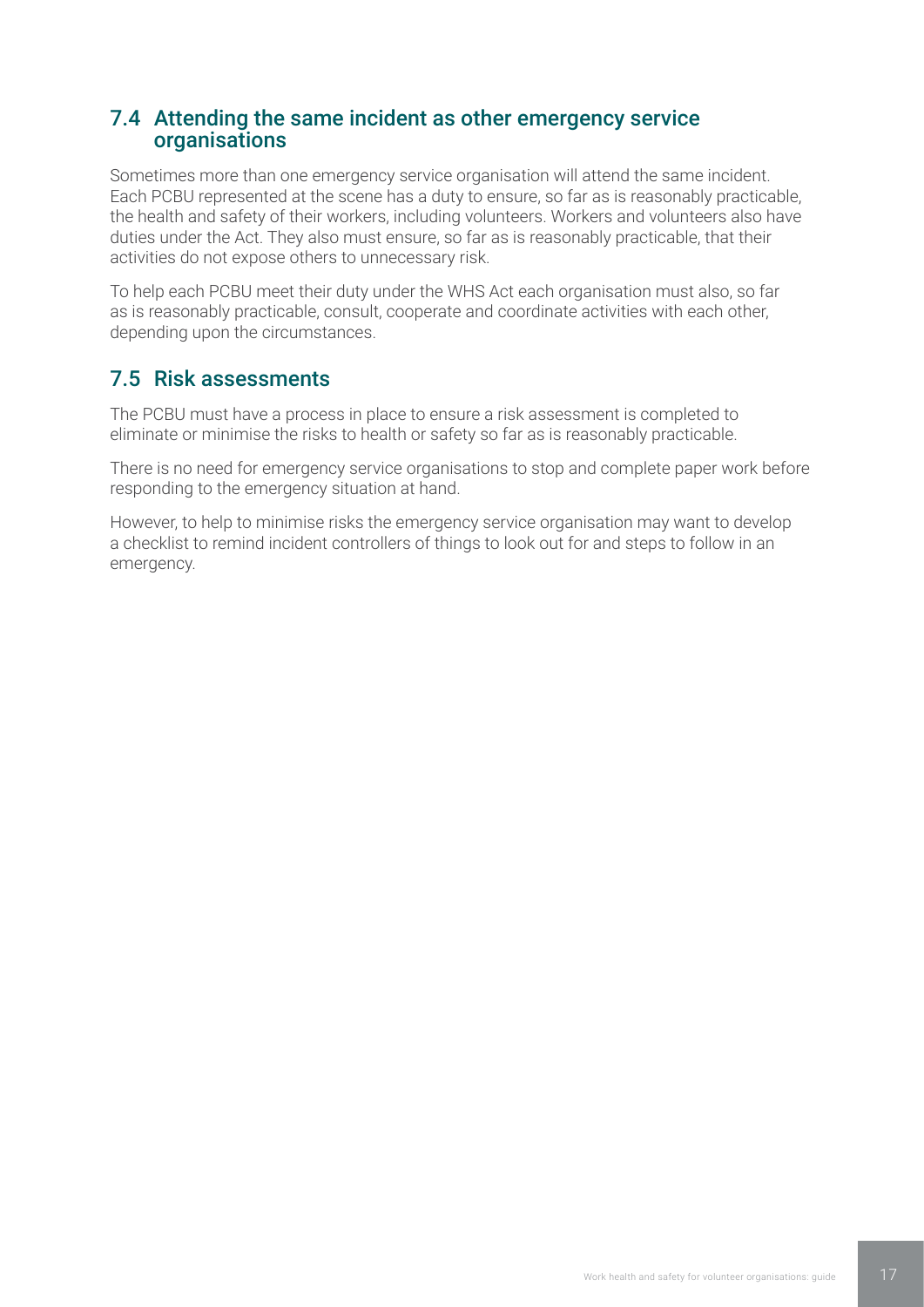## 7.4 Attending the same incident as other emergency service organisations

Sometimes more than one emergency service organisation will attend the same incident. Each PCBU represented at the scene has a duty to ensure, so far as is reasonably practicable, the health and safety of their workers, including volunteers. Workers and volunteers also have duties under the Act. They also must ensure, so far as is reasonably practicable, that their activities do not expose others to unnecessary risk.

To help each PCBU meet their duty under the WHS Act each organisation must also, so far as is reasonably practicable, consult, cooperate and coordinate activities with each other, depending upon the circumstances.

## 7.5 Risk assessments

The PCBU must have a process in place to ensure a risk assessment is completed to eliminate or minimise the risks to health or safety so far as is reasonably practicable.

There is no need for emergency service organisations to stop and complete paper work before responding to the emergency situation at hand.

However, to help to minimise risks the emergency service organisation may want to develop a checklist to remind incident controllers of things to look out for and steps to follow in an emergency.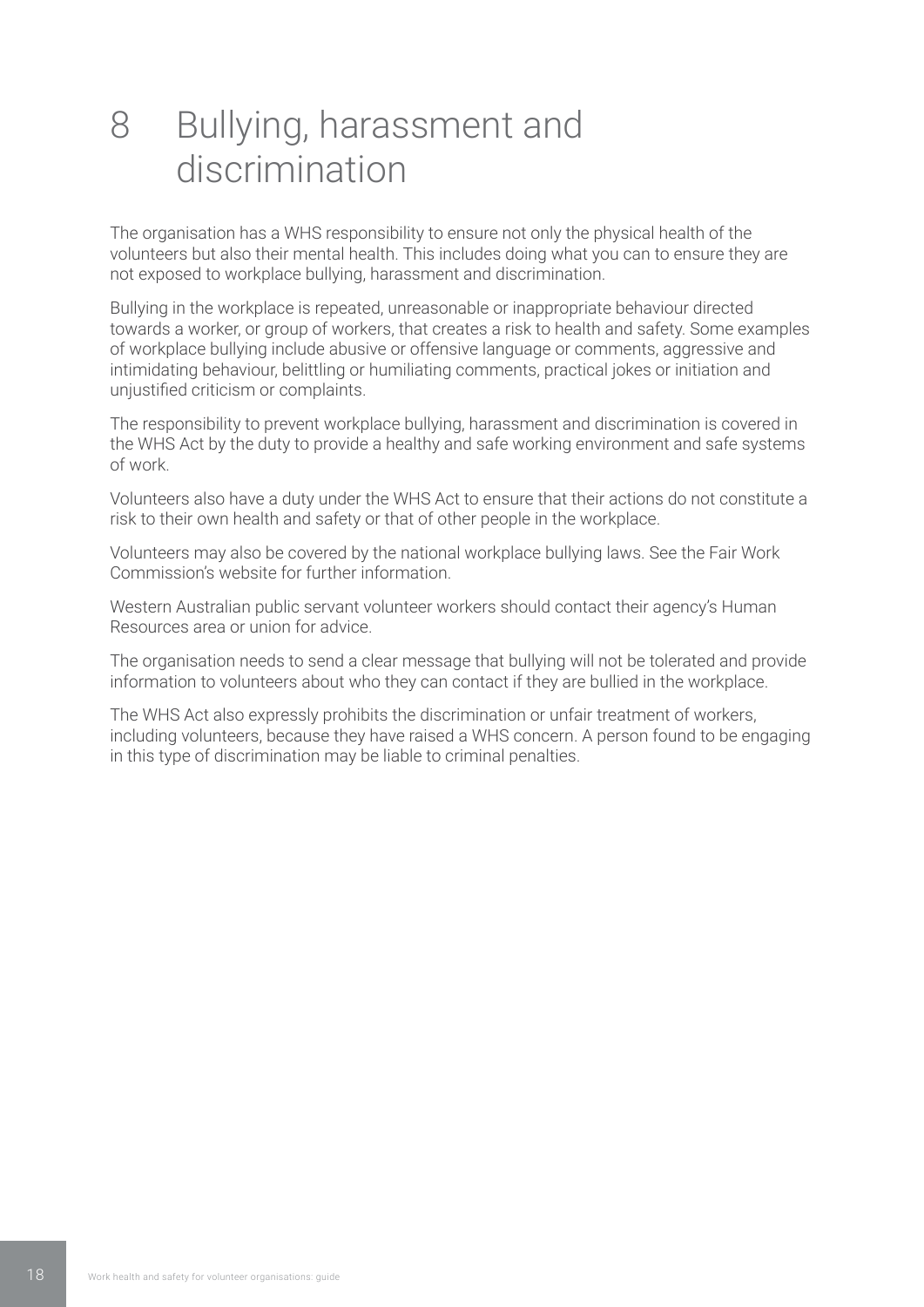# 8 Bullying, harassment and discrimination

The organisation has a WHS responsibility to ensure not only the physical health of the volunteers but also their mental health. This includes doing what you can to ensure they are not exposed to workplace bullying, harassment and discrimination.

Bullying in the workplace is repeated, unreasonable or inappropriate behaviour directed towards a worker, or group of workers, that creates a risk to health and safety. Some examples of workplace bullying include abusive or offensive language or comments, aggressive and intimidating behaviour, belittling or humiliating comments, practical jokes or initiation and unjustified criticism or complaints.

The responsibility to prevent workplace bullying, harassment and discrimination is covered in the WHS Act by the duty to provide a healthy and safe working environment and safe systems of work.

Volunteers also have a duty under the WHS Act to ensure that their actions do not constitute a risk to their own health and safety or that of other people in the workplace.

Volunteers may also be covered by the national workplace bullying laws. See the Fair Work Commission's website for further information.

Western Australian public servant volunteer workers should contact their agency's Human Resources area or union for advice.

The organisation needs to send a clear message that bullying will not be tolerated and provide information to volunteers about who they can contact if they are bullied in the workplace.

The WHS Act also expressly prohibits the discrimination or unfair treatment of workers, including volunteers, because they have raised a WHS concern. A person found to be engaging in this type of discrimination may be liable to criminal penalties.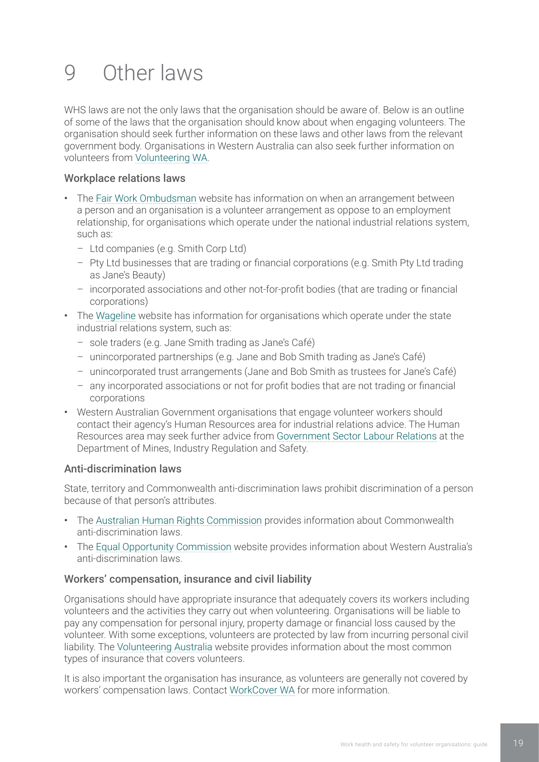# 9 Other laws

WHS laws are not the only laws that the organisation should be aware of. Below is an outline of some of the laws that the organisation should know about when engaging volunteers. The organisation should seek further information on these laws and other laws from the relevant government body. Organisations in Western Australia can also seek further information on volunteers from Volunteering WA.

## Workplace relations laws

- The Fair Work Ombudsman website has information on when an arrangement between a person and an organisation is a volunteer arrangement as oppose to an employment relationship, for organisations which operate under the national industrial relations system, such as:
  - Ltd companies (e.g. Smith Corp Ltd)
  - Pty Ltd businesses that are trading or financial corporations (e.g. Smith Pty Ltd trading as Jane's Beauty)
  - incorporated associations and other not-for-profit bodies (that are trading or financial corporations)
- The Wageline website has information for organisations which operate under the state industrial relations system, such as:
  - sole traders (e.g. Jane Smith trading as Jane's Café)
  - unincorporated partnerships (e.g. Jane and Bob Smith trading as Jane's Café)
  - unincorporated trust arrangements (Jane and Bob Smith as trustees for Jane's Café)
  - any incorporated associations or not for profit bodies that are not trading or financial corporations
- Western Australian Government organisations that engage volunteer workers should contact their agency's Human Resources area for industrial relations advice. The Human Resources area may seek further advice from Government Sector Labour Relations at the Department of Mines, Industry Regulation and Safety.

## Anti-discrimination laws

State, territory and Commonwealth anti-discrimination laws prohibit discrimination of a person because of that person's attributes.

- The Australian Human Rights Commission provides information about Commonwealth anti-discrimination laws.
- The Equal Opportunity Commission website provides information about Western Australia's anti-discrimination laws.

## Workers' compensation, insurance and civil liability

Organisations should have appropriate insurance that adequately covers its workers including volunteers and the activities they carry out when volunteering. Organisations will be liable to pay any compensation for personal injury, property damage or financial loss caused by the volunteer. With some exceptions, volunteers are protected by law from incurring personal civil liability. The Volunteering Australia website provides information about the most common types of insurance that covers volunteers.

It is also important the organisation has insurance, as volunteers are generally not covered by workers' compensation laws. Contact WorkCover WA for more information.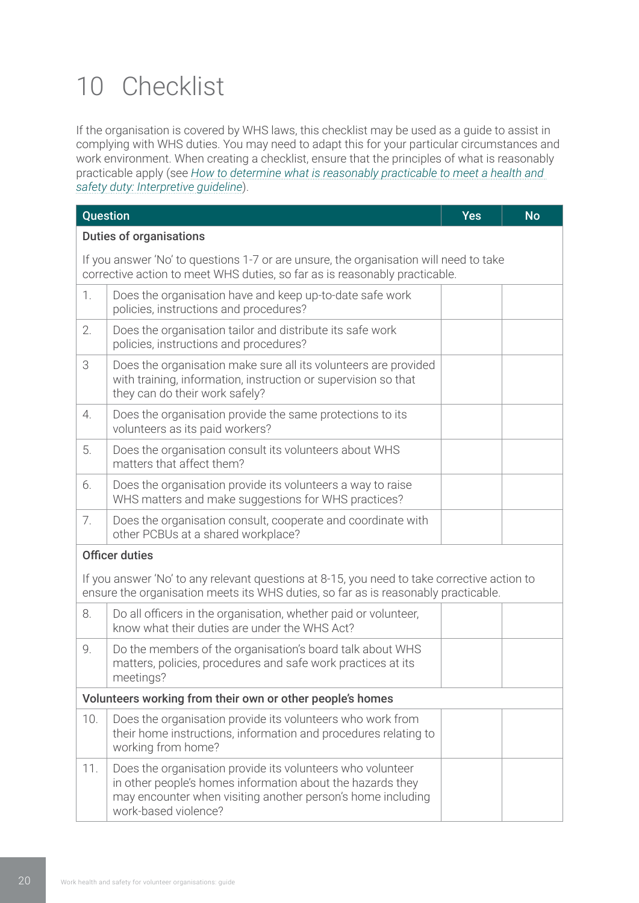# 10 Checklist

If the organisation is covered by WHS laws, this checklist may be used as a guide to assist in complying with WHS duties. You may need to adapt this for your particular circumstances and work environment. When creating a checklist, ensure that the principles of what is reasonably practicable apply (see *How to determine what is reasonably practicable to meet a health and safety duty: Interpretive guideline*).

| Question | | Yes | No |
|---|---|---|---|
| **Duties of organisations**<br>If you answer 'No' to questions 1-7 or are unsure, the organisation will need to take corrective action to meet WHS duties, so far as is reasonably practicable. | | | |
| 1. | Does the organisation have and keep up-to-date safe work policies, instructions and procedures? | | |
| 2. | Does the organisation tailor and distribute its safe work policies, instructions and procedures? | | |
| 3 | Does the organisation make sure all its volunteers are provided with training, information, instruction or supervision so that they can do their work safely? | | |
| 4. | Does the organisation provide the same protections to its volunteers as its paid workers? | | |
| 5. | Does the organisation consult its volunteers about WHS matters that affect them? | | |
| 6. | Does the organisation provide its volunteers a way to raise WHS matters and make suggestions for WHS practices? | | |
| 7. | Does the organisation consult, cooperate and coordinate with other PCBUs at a shared workplace? | | |
| **Officer duties**<br>If you answer 'No' to any relevant questions at 8-15, you need to take corrective action to ensure the organisation meets its WHS duties, so far as is reasonably practicable. | | | |
| 8. | Do all officers in the organisation, whether paid or volunteer, know what their duties are under the WHS Act? | | |
| 9. | Do the members of the organisation's board talk about WHS matters, policies, procedures and safe work practices at its meetings? | | |
| **Volunteers working from their own or other people's homes** | | | |
| 10. | Does the organisation provide its volunteers who work from their home instructions, information and procedures relating to working from home? | | |
| 11. | Does the organisation provide its volunteers who volunteer in other people's homes information about the hazards they may encounter when visiting another person's home including work-based violence? | | |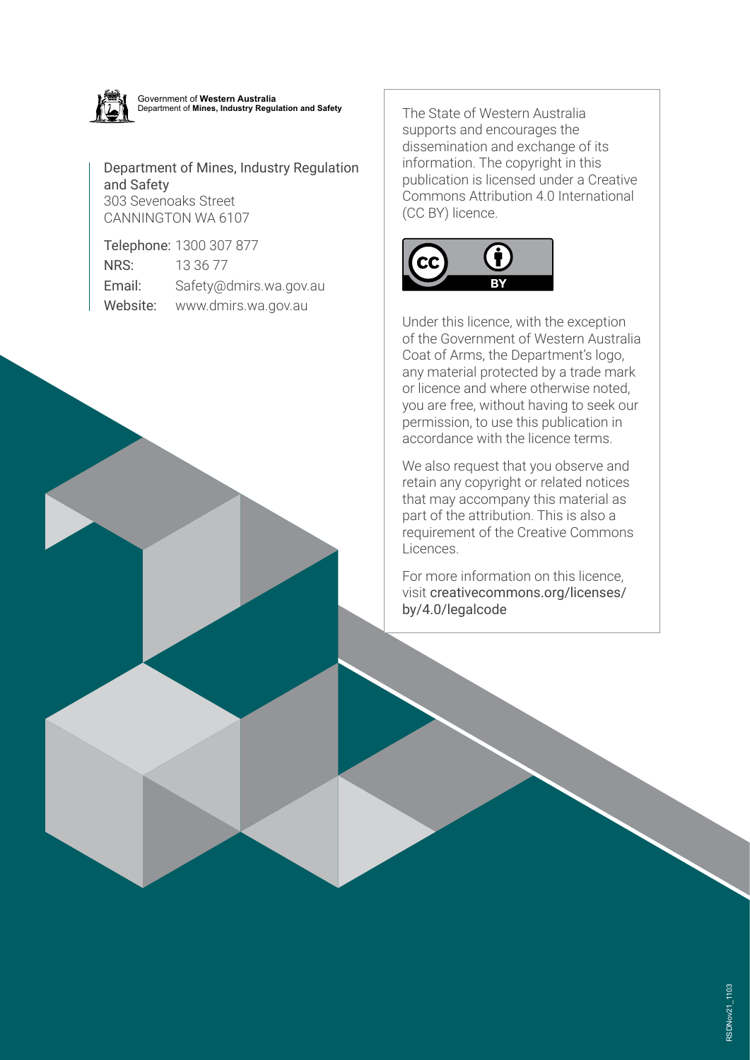Government of **Western Australia**
Department of **Mines, Industry Regulation and Safety**

Department of Mines, Industry Regulation and Safety
303 Sevenoaks Street
CANNINGTON WA 6107

| | |
|---|---|
| Telephone: | 1300 307 877 |
| NRS: | 13 36 77 |
| Email: | Safety@dmirs.wa.gov.au |
| Website: | www.dmirs.wa.gov.au |

The State of Western Australia supports and encourages the dissemination and exchange of its information. The copyright in this publication is licensed under a Creative Commons Attribution 4.0 International (CC BY) licence.

Under this licence, with the exception of the Government of Western Australia Coat of Arms, the Department's logo, any material protected by a trade mark or licence and where otherwise noted, you are free, without having to seek our permission, to use this publication in accordance with the licence terms.

We also request that you observe and retain any copyright or related notices that may accompany this material as part of the attribution. This is also a requirement of the Creative Commons Licences.

For more information on this licence, visit creativecommons.org/licenses/by/4.0/legalcode

RSDNov21_1103